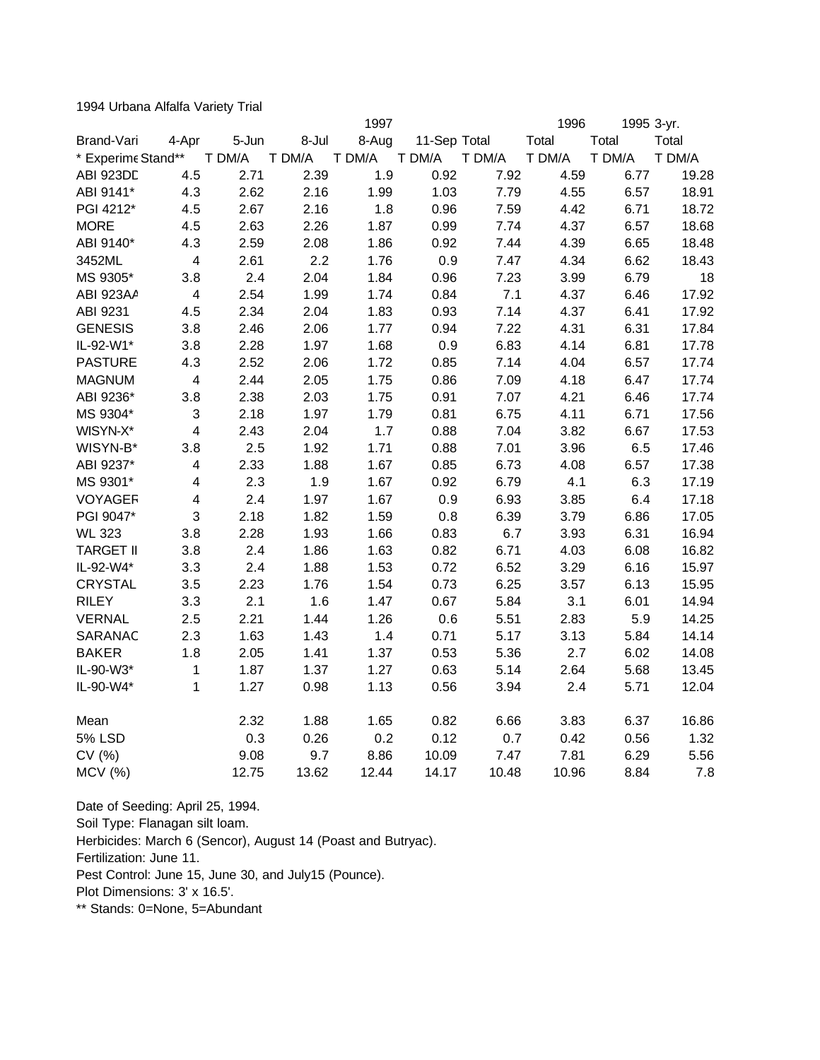1994 Urbana Alfalfa Variety Trial

| | | | | 1997 | | | 1996 | 1995 | 3-yr. |
|---|---|---|---|---|---|---|---|---|---|
| Brand-Vari | 4-Apr | 5-Jun | 8-Jul | 8-Aug | 11-Sep | Total | Total | Total | Total |
| * Experime | Stand** | T DM/A | T DM/A | T DM/A | T DM/A | T DM/A | T DM/A | T DM/A | T DM/A |
| ABI 923DD | 4.5 | 2.71 | 2.39 | 1.9 | 0.92 | 7.92 | 4.59 | 6.77 | 19.28 |
| ABI 9141* | 4.3 | 2.62 | 2.16 | 1.99 | 1.03 | 7.79 | 4.55 | 6.57 | 18.91 |
| PGI 4212* | 4.5 | 2.67 | 2.16 | 1.8 | 0.96 | 7.59 | 4.42 | 6.71 | 18.72 |
| MORE | 4.5 | 2.63 | 2.26 | 1.87 | 0.99 | 7.74 | 4.37 | 6.57 | 18.68 |
| ABI 9140* | 4.3 | 2.59 | 2.08 | 1.86 | 0.92 | 7.44 | 4.39 | 6.65 | 18.48 |
| 3452ML | 4 | 2.61 | 2.2 | 1.76 | 0.9 | 7.47 | 4.34 | 6.62 | 18.43 |
| MS 9305* | 3.8 | 2.4 | 2.04 | 1.84 | 0.96 | 7.23 | 3.99 | 6.79 | 18 |
| ABI 923AA | 4 | 2.54 | 1.99 | 1.74 | 0.84 | 7.1 | 4.37 | 6.46 | 17.92 |
| ABI 9231 | 4.5 | 2.34 | 2.04 | 1.83 | 0.93 | 7.14 | 4.37 | 6.41 | 17.92 |
| GENESIS | 3.8 | 2.46 | 2.06 | 1.77 | 0.94 | 7.22 | 4.31 | 6.31 | 17.84 |
| IL-92-W1* | 3.8 | 2.28 | 1.97 | 1.68 | 0.9 | 6.83 | 4.14 | 6.81 | 17.78 |
| PASTURE | 4.3 | 2.52 | 2.06 | 1.72 | 0.85 | 7.14 | 4.04 | 6.57 | 17.74 |
| MAGNUM | 4 | 2.44 | 2.05 | 1.75 | 0.86 | 7.09 | 4.18 | 6.47 | 17.74 |
| ABI 9236* | 3.8 | 2.38 | 2.03 | 1.75 | 0.91 | 7.07 | 4.21 | 6.46 | 17.74 |
| MS 9304* | 3 | 2.18 | 1.97 | 1.79 | 0.81 | 6.75 | 4.11 | 6.71 | 17.56 |
| WISYN-X* | 4 | 2.43 | 2.04 | 1.7 | 0.88 | 7.04 | 3.82 | 6.67 | 17.53 |
| WISYN-B* | 3.8 | 2.5 | 1.92 | 1.71 | 0.88 | 7.01 | 3.96 | 6.5 | 17.46 |
| ABI 9237* | 4 | 2.33 | 1.88 | 1.67 | 0.85 | 6.73 | 4.08 | 6.57 | 17.38 |
| MS 9301* | 4 | 2.3 | 1.9 | 1.67 | 0.92 | 6.79 | 4.1 | 6.3 | 17.19 |
| VOYAGER | 4 | 2.4 | 1.97 | 1.67 | 0.9 | 6.93 | 3.85 | 6.4 | 17.18 |
| PGI 9047* | 3 | 2.18 | 1.82 | 1.59 | 0.8 | 6.39 | 3.79 | 6.86 | 17.05 |
| WL 323 | 3.8 | 2.28 | 1.93 | 1.66 | 0.83 | 6.7 | 3.93 | 6.31 | 16.94 |
| TARGET II | 3.8 | 2.4 | 1.86 | 1.63 | 0.82 | 6.71 | 4.03 | 6.08 | 16.82 |
| IL-92-W4* | 3.3 | 2.4 | 1.88 | 1.53 | 0.72 | 6.52 | 3.29 | 6.16 | 15.97 |
| CRYSTAL | 3.5 | 2.23 | 1.76 | 1.54 | 0.73 | 6.25 | 3.57 | 6.13 | 15.95 |
| RILEY | 3.3 | 2.1 | 1.6 | 1.47 | 0.67 | 5.84 | 3.1 | 6.01 | 14.94 |
| VERNAL | 2.5 | 2.21 | 1.44 | 1.26 | 0.6 | 5.51 | 2.83 | 5.9 | 14.25 |
| SARANAC | 2.3 | 1.63 | 1.43 | 1.4 | 0.71 | 5.17 | 3.13 | 5.84 | 14.14 |
| BAKER | 1.8 | 2.05 | 1.41 | 1.37 | 0.53 | 5.36 | 2.7 | 6.02 | 14.08 |
| IL-90-W3* | 1 | 1.87 | 1.37 | 1.27 | 0.63 | 5.14 | 2.64 | 5.68 | 13.45 |
| IL-90-W4* | 1 | 1.27 | 0.98 | 1.13 | 0.56 | 3.94 | 2.4 | 5.71 | 12.04 |
| | | | | | | | | | |
| Mean | | 2.32 | 1.88 | 1.65 | 0.82 | 6.66 | 3.83 | 6.37 | 16.86 |
| 5% LSD | | 0.3 | 0.26 | 0.2 | 0.12 | 0.7 | 0.42 | 0.56 | 1.32 |
| CV (%) | | 9.08 | 9.7 | 8.86 | 10.09 | 7.47 | 7.81 | 6.29 | 5.56 |
| MCV (%) | | 12.75 | 13.62 | 12.44 | 14.17 | 10.48 | 10.96 | 8.84 | 7.8 |

Date of Seeding: April 25, 1994.
Soil Type: Flanagan silt loam.
Herbicides: March 6 (Sencor), August 14 (Poast and Butryac).
Fertilization: June 11.
Pest Control: June 15, June 30, and July15 (Pounce).
Plot Dimensions: 3' x 16.5'.
** Stands: 0=None, 5=Abundant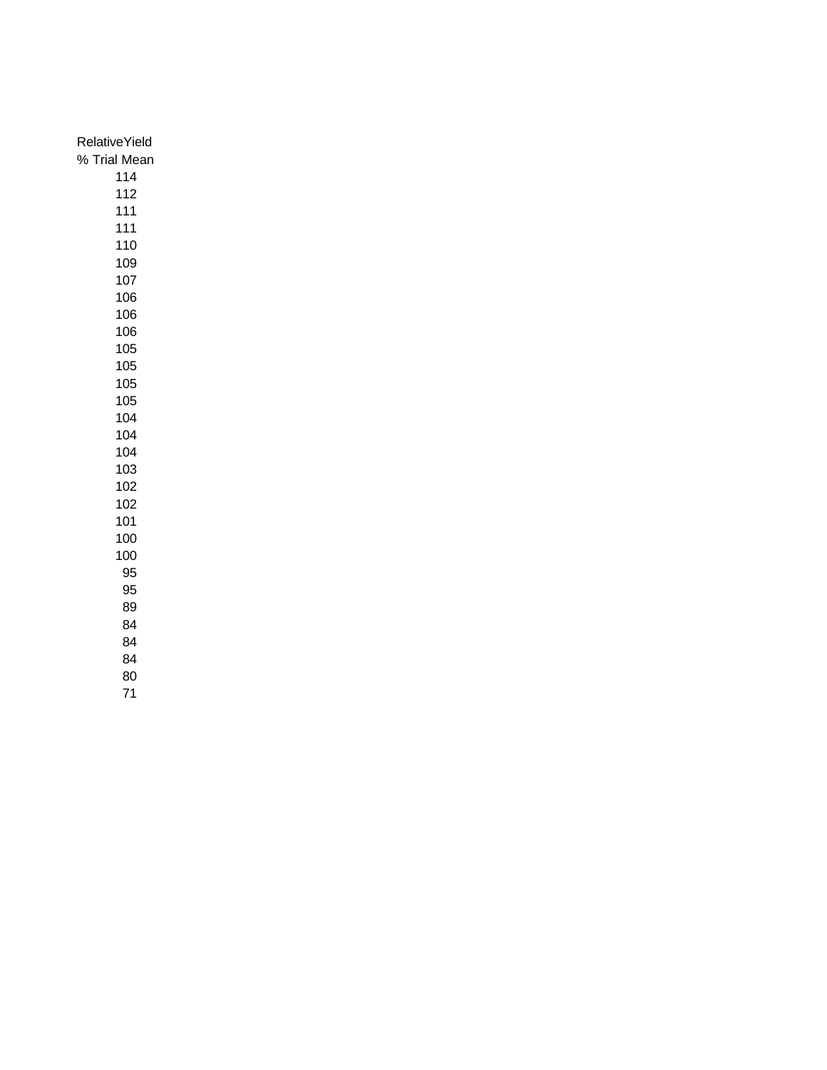| RelativeYield % Trial Mean |
| --- |
| 114 |
| 112 |
| 111 |
| 111 |
| 110 |
| 109 |
| 107 |
| 106 |
| 106 |
| 106 |
| 105 |
| 105 |
| 105 |
| 105 |
| 104 |
| 104 |
| 104 |
| 103 |
| 102 |
| 102 |
| 101 |
| 100 |
| 100 |
| 95 |
| 95 |
| 89 |
| 84 |
| 84 |
| 84 |
| 80 |
| 71 |